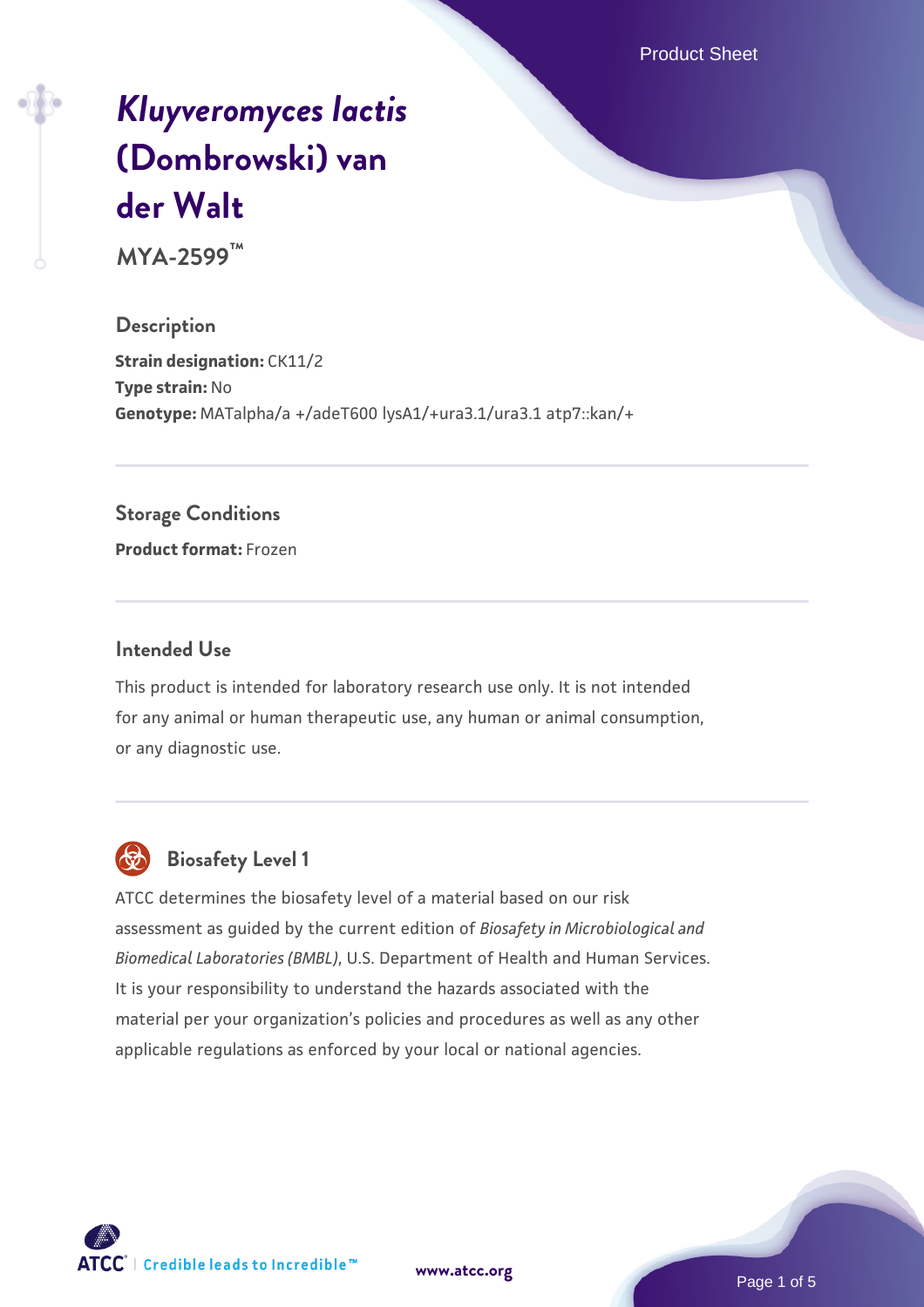# *Kluyveromyces lactis* (Dombrowski) van der Walt

**MYA-2599™**

## Description

**Strain designation:** CK11/2
**Type strain:** No
**Genotype:** MATalpha/a +/adeT600 lysA1/+ura3.1/ura3.1 atp7::kan/+

## Storage Conditions

**Product format:** Frozen

## Intended Use

This product is intended for laboratory research use only. It is not intended for any animal or human therapeutic use, any human or animal consumption, or any diagnostic use.

## Biosafety Level 1

ATCC determines the biosafety level of a material based on our risk assessment as guided by the current edition of *Biosafety in Microbiological and Biomedical Laboratories (BMBL)*, U.S. Department of Health and Human Services. It is your responsibility to understand the hazards associated with the material per your organization's policies and procedures as well as any other applicable regulations as enforced by your local or national agencies.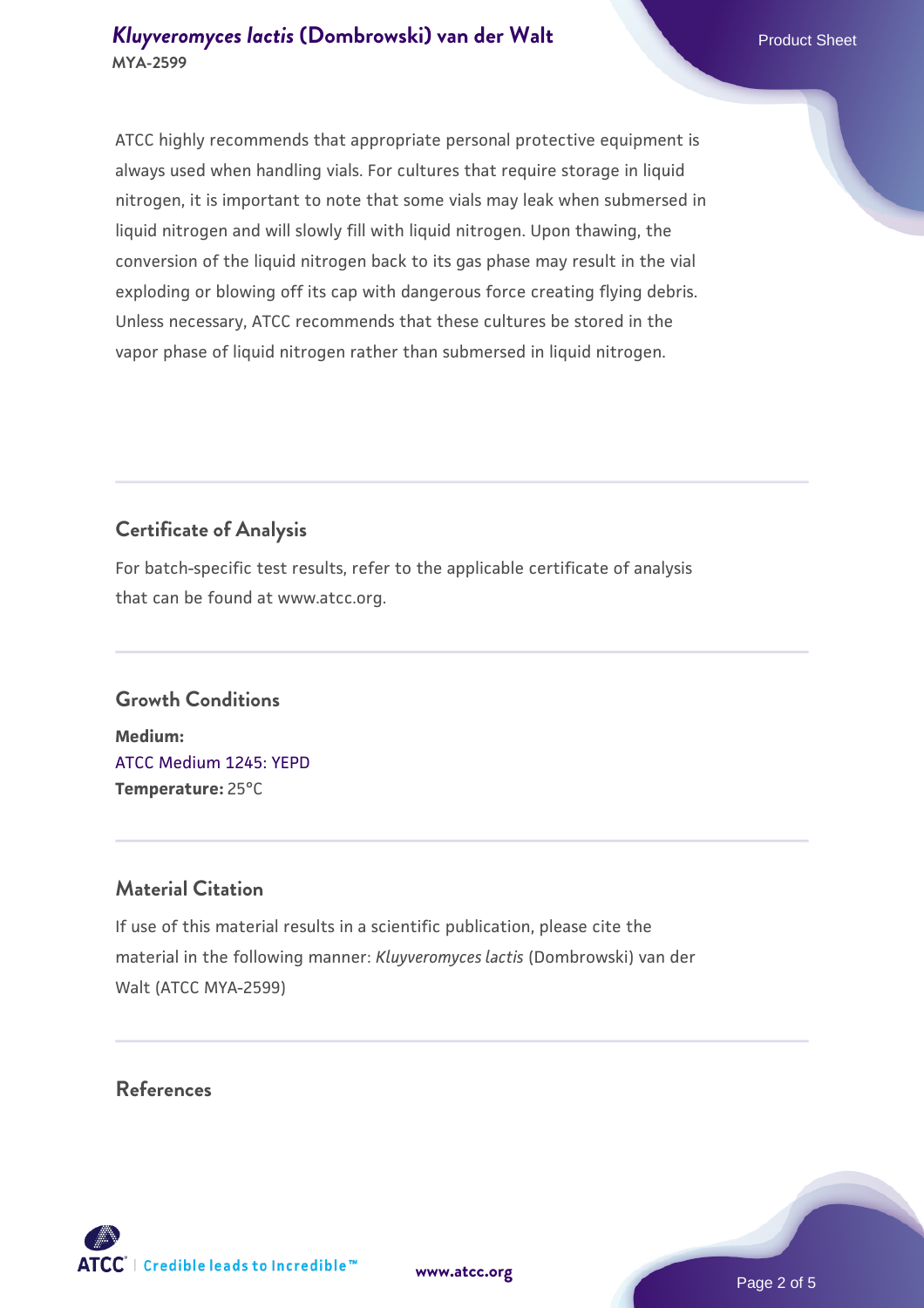ATCC highly recommends that appropriate personal protective equipment is always used when handling vials. For cultures that require storage in liquid nitrogen, it is important to note that some vials may leak when submersed in liquid nitrogen and will slowly fill with liquid nitrogen. Upon thawing, the conversion of the liquid nitrogen back to its gas phase may result in the vial exploding or blowing off its cap with dangerous force creating flying debris. Unless necessary, ATCC recommends that these cultures be stored in the vapor phase of liquid nitrogen rather than submersed in liquid nitrogen.

## Certificate of Analysis

For batch-specific test results, refer to the applicable certificate of analysis that can be found at www.atcc.org.

## Growth Conditions

**Medium:**
ATCC Medium 1245: YEPD
**Temperature:** 25°C

## Material Citation

If use of this material results in a scientific publication, please cite the material in the following manner: *Kluyveromyces lactis* (Dombrowski) van der Walt (ATCC MYA-2599)

## References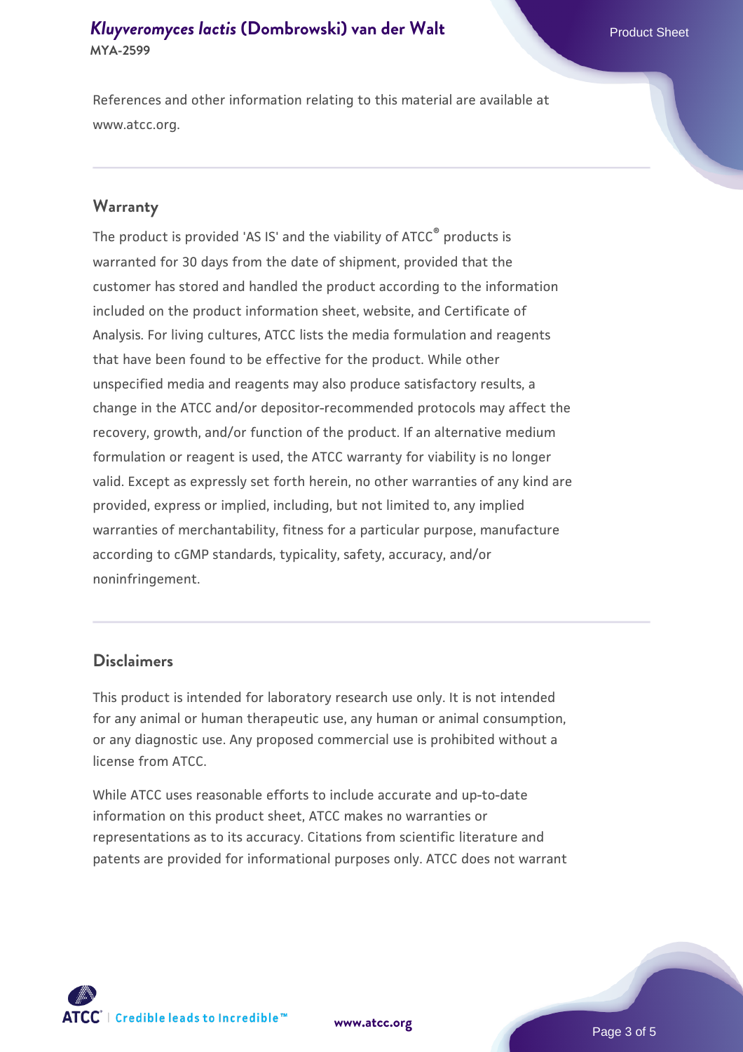References and other information relating to this material are available at www.atcc.org.

## Warranty

The product is provided 'AS IS' and the viability of ATCC® products is warranted for 30 days from the date of shipment, provided that the customer has stored and handled the product according to the information included on the product information sheet, website, and Certificate of Analysis. For living cultures, ATCC lists the media formulation and reagents that have been found to be effective for the product. While other unspecified media and reagents may also produce satisfactory results, a change in the ATCC and/or depositor-recommended protocols may affect the recovery, growth, and/or function of the product. If an alternative medium formulation or reagent is used, the ATCC warranty for viability is no longer valid. Except as expressly set forth herein, no other warranties of any kind are provided, express or implied, including, but not limited to, any implied warranties of merchantability, fitness for a particular purpose, manufacture according to cGMP standards, typicality, safety, accuracy, and/or noninfringement.

## Disclaimers

This product is intended for laboratory research use only. It is not intended for any animal or human therapeutic use, any human or animal consumption, or any diagnostic use. Any proposed commercial use is prohibited without a license from ATCC.

While ATCC uses reasonable efforts to include accurate and up-to-date information on this product sheet, ATCC makes no warranties or representations as to its accuracy. Citations from scientific literature and patents are provided for informational purposes only. ATCC does not warrant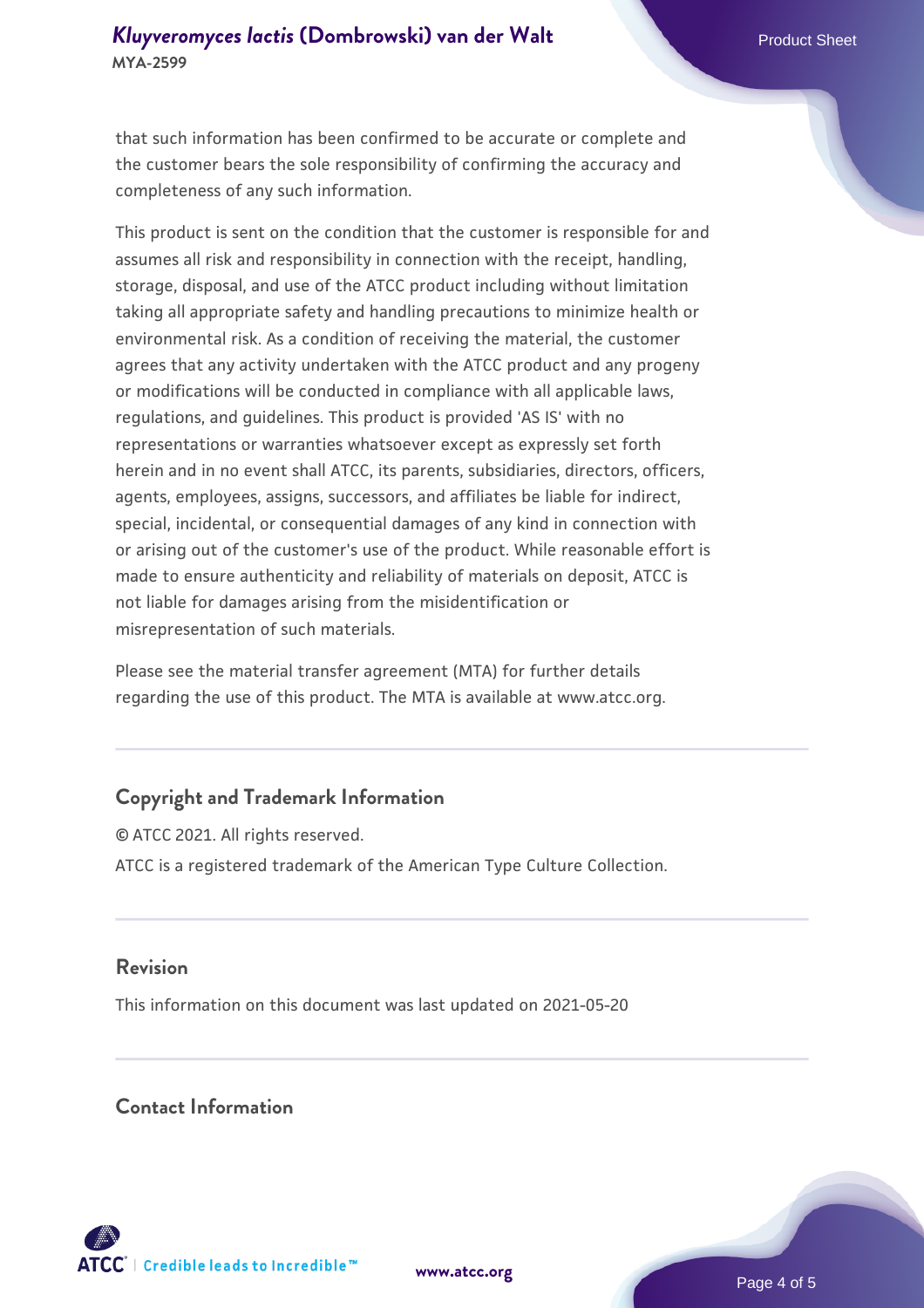that such information has been confirmed to be accurate or complete and the customer bears the sole responsibility of confirming the accuracy and completeness of any such information.

This product is sent on the condition that the customer is responsible for and assumes all risk and responsibility in connection with the receipt, handling, storage, disposal, and use of the ATCC product including without limitation taking all appropriate safety and handling precautions to minimize health or environmental risk. As a condition of receiving the material, the customer agrees that any activity undertaken with the ATCC product and any progeny or modifications will be conducted in compliance with all applicable laws, regulations, and guidelines. This product is provided 'AS IS' with no representations or warranties whatsoever except as expressly set forth herein and in no event shall ATCC, its parents, subsidiaries, directors, officers, agents, employees, assigns, successors, and affiliates be liable for indirect, special, incidental, or consequential damages of any kind in connection with or arising out of the customer's use of the product. While reasonable effort is made to ensure authenticity and reliability of materials on deposit, ATCC is not liable for damages arising from the misidentification or misrepresentation of such materials.

Please see the material transfer agreement (MTA) for further details regarding the use of this product. The MTA is available at www.atcc.org.

## Copyright and Trademark Information

© ATCC 2021. All rights reserved.

ATCC is a registered trademark of the American Type Culture Collection.

## Revision

This information on this document was last updated on 2021-05-20

## Contact Information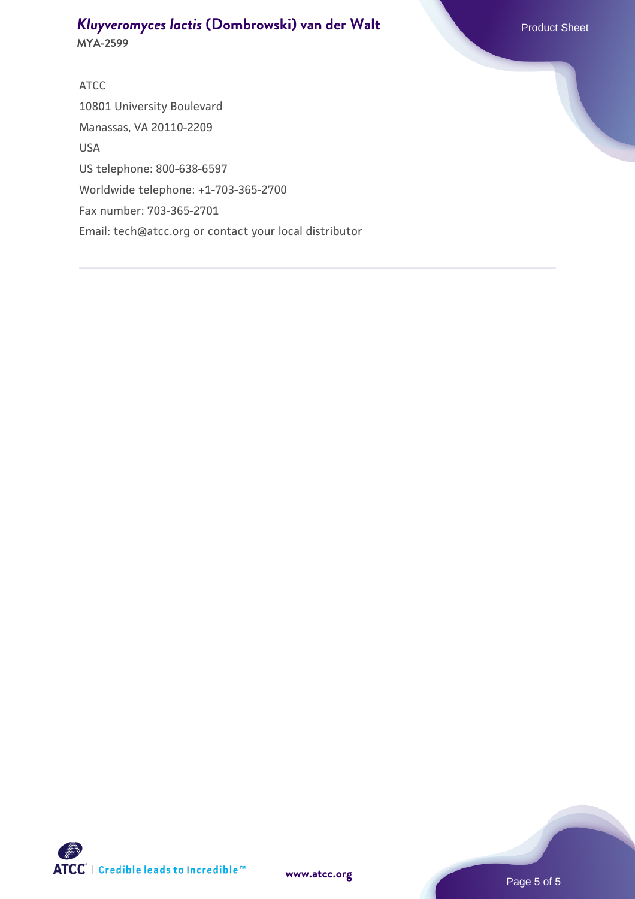ATCC

10801 University Boulevard

Manassas, VA 20110-2209

USA

US telephone: 800-638-6597

Worldwide telephone: +1-703-365-2700

Fax number: 703-365-2701

Email: tech@atcc.org or contact your local distributor